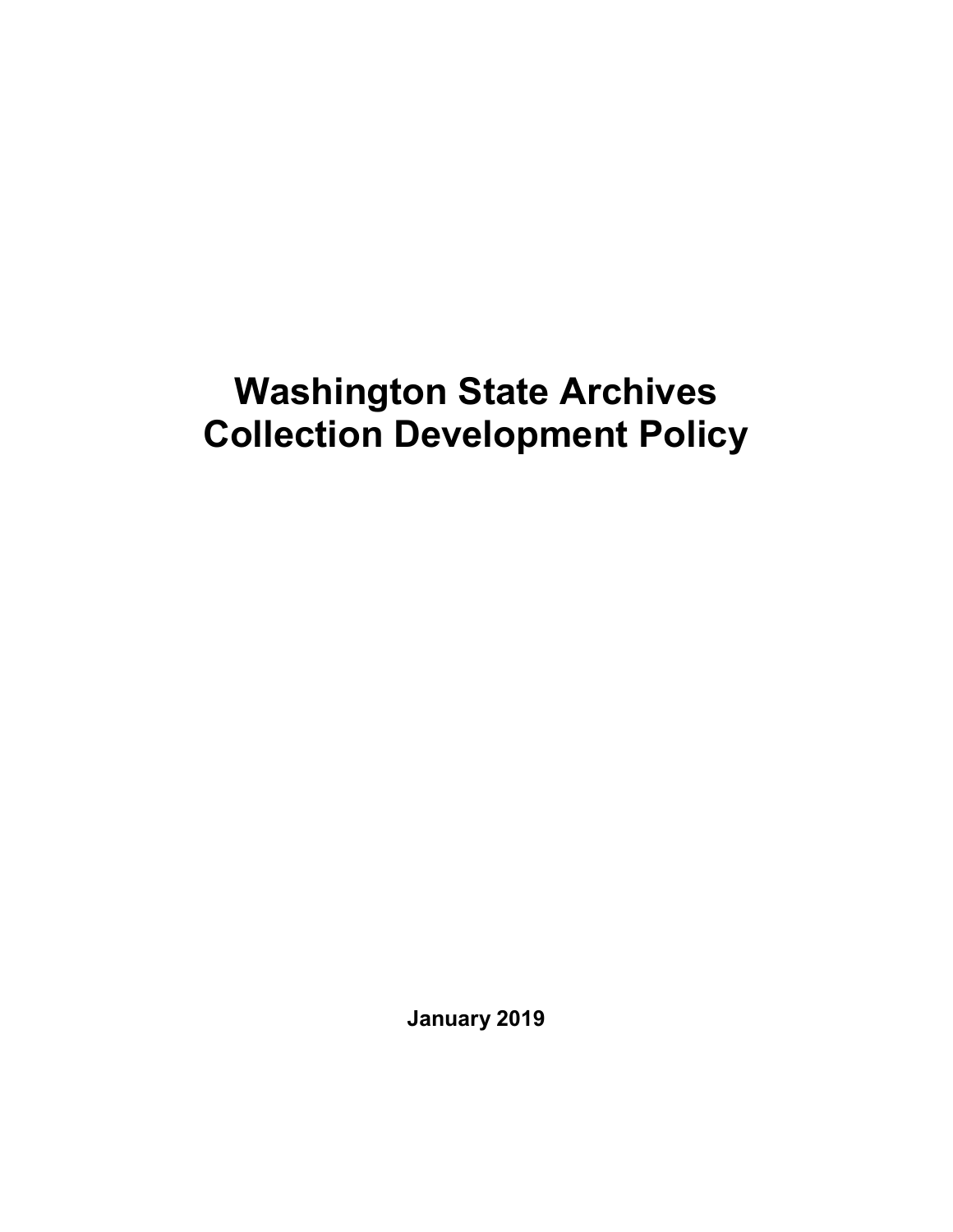# Washington State Archives
# Collection Development Policy

**January 2019**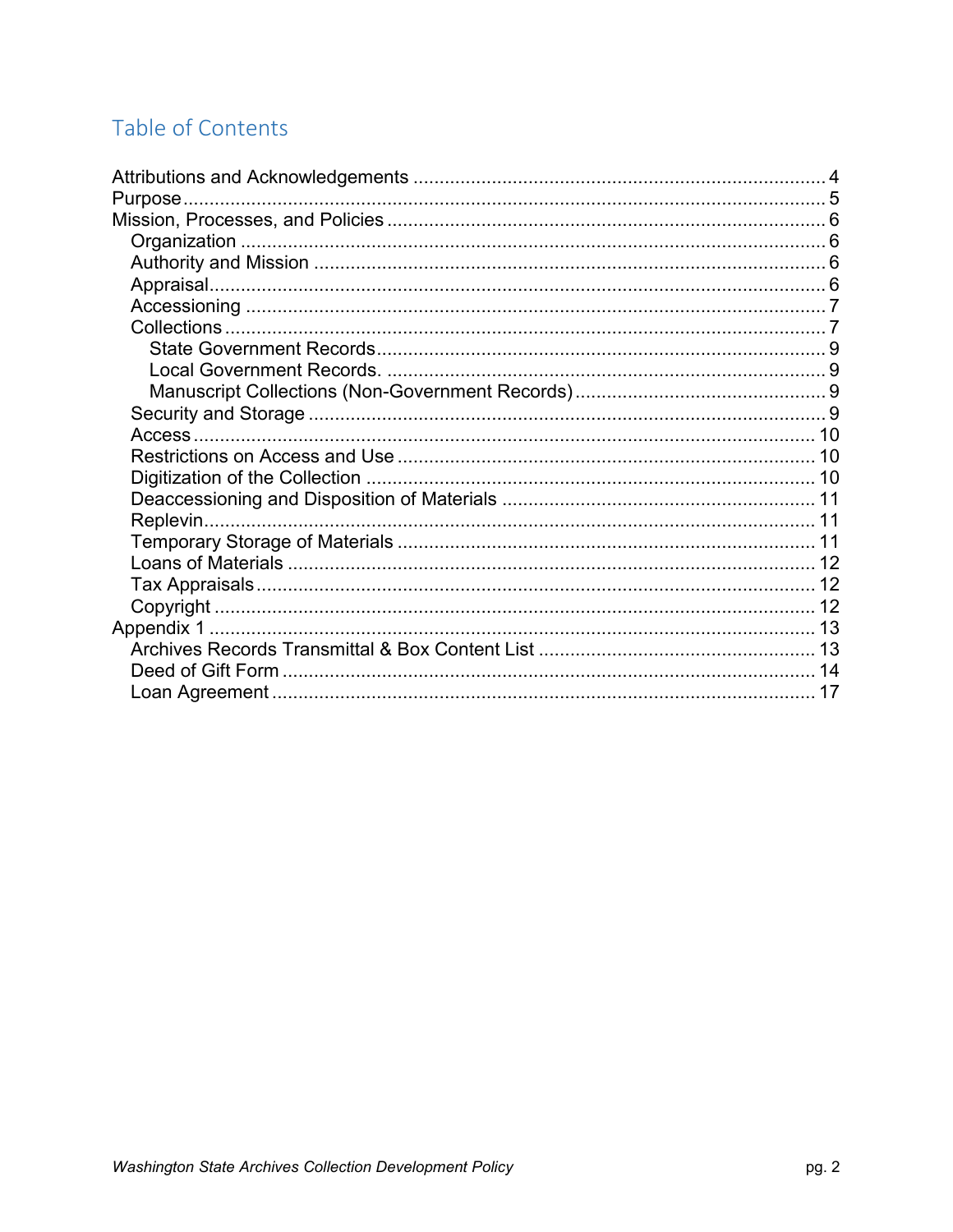## Table of Contents

- Attributions and Acknowledgements ........ 4
- Purpose ........ 5
- Mission, Processes, and Policies ........ 6
  - Organization ........ 6
  - Authority and Mission ........ 6
  - Appraisal ........ 6
  - Accessioning ........ 7
  - Collections ........ 7
    - State Government Records ........ 9
    - Local Government Records. ........ 9
    - Manuscript Collections (Non-Government Records) ........ 9
  - Security and Storage ........ 9
  - Access ........ 10
  - Restrictions on Access and Use ........ 10
  - Digitization of the Collection ........ 10
  - Deaccessioning and Disposition of Materials ........ 11
  - Replevin ........ 11
  - Temporary Storage of Materials ........ 11
  - Loans of Materials ........ 12
  - Tax Appraisals ........ 12
  - Copyright ........ 12
- Appendix 1 ........ 13
  - Archives Records Transmittal & Box Content List ........ 13
  - Deed of Gift Form ........ 14
  - Loan Agreement ........ 17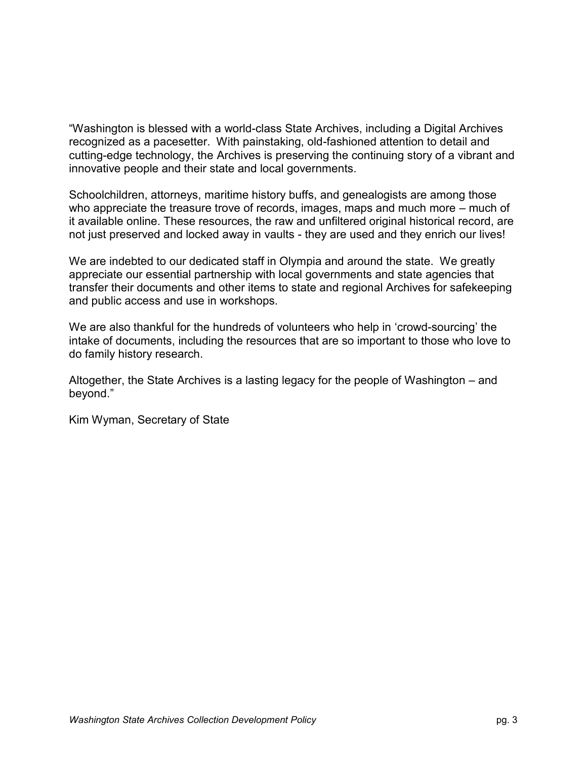"Washington is blessed with a world-class State Archives, including a Digital Archives recognized as a pacesetter.  With painstaking, old-fashioned attention to detail and cutting-edge technology, the Archives is preserving the continuing story of a vibrant and innovative people and their state and local governments.

Schoolchildren, attorneys, maritime history buffs, and genealogists are among those who appreciate the treasure trove of records, images, maps and much more – much of it available online. These resources, the raw and unfiltered original historical record, are not just preserved and locked away in vaults - they are used and they enrich our lives!

We are indebted to our dedicated staff in Olympia and around the state.  We greatly appreciate our essential partnership with local governments and state agencies that transfer their documents and other items to state and regional Archives for safekeeping and public access and use in workshops.

We are also thankful for the hundreds of volunteers who help in 'crowd-sourcing' the intake of documents, including the resources that are so important to those who love to do family history research.

Altogether, the State Archives is a lasting legacy for the people of Washington – and beyond."

Kim Wyman, Secretary of State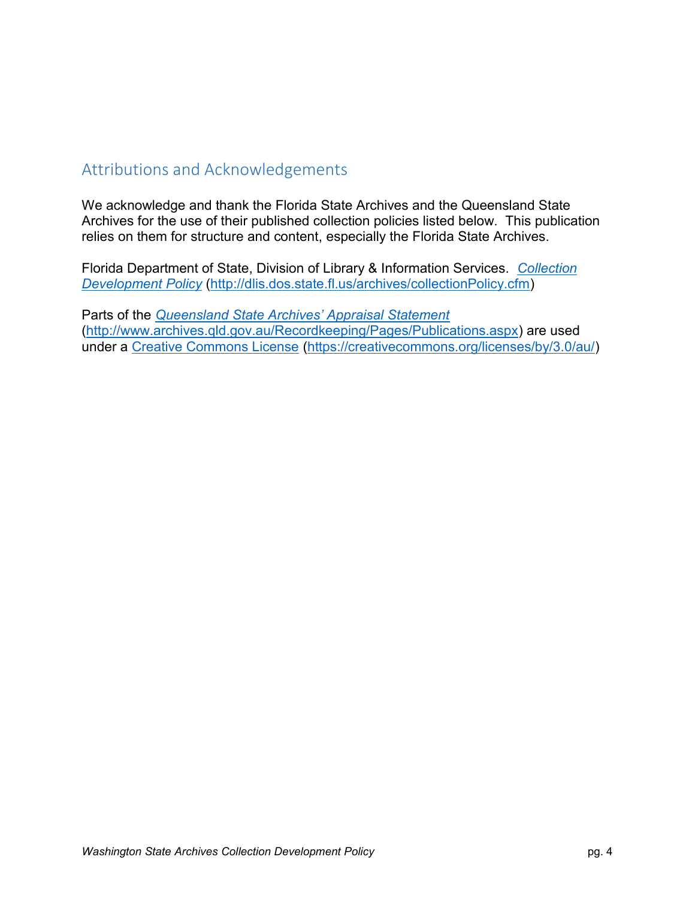## Attributions and Acknowledgements

We acknowledge and thank the Florida State Archives and the Queensland State Archives for the use of their published collection policies listed below. This publication relies on them for structure and content, especially the Florida State Archives.

Florida Department of State, Division of Library & Information Services. *Collection Development Policy* (http://dlis.dos.state.fl.us/archives/collectionPolicy.cfm)

Parts of the *Queensland State Archives' Appraisal Statement* (http://www.archives.qld.gov.au/Recordkeeping/Pages/Publications.aspx) are used under a Creative Commons License (https://creativecommons.org/licenses/by/3.0/au/)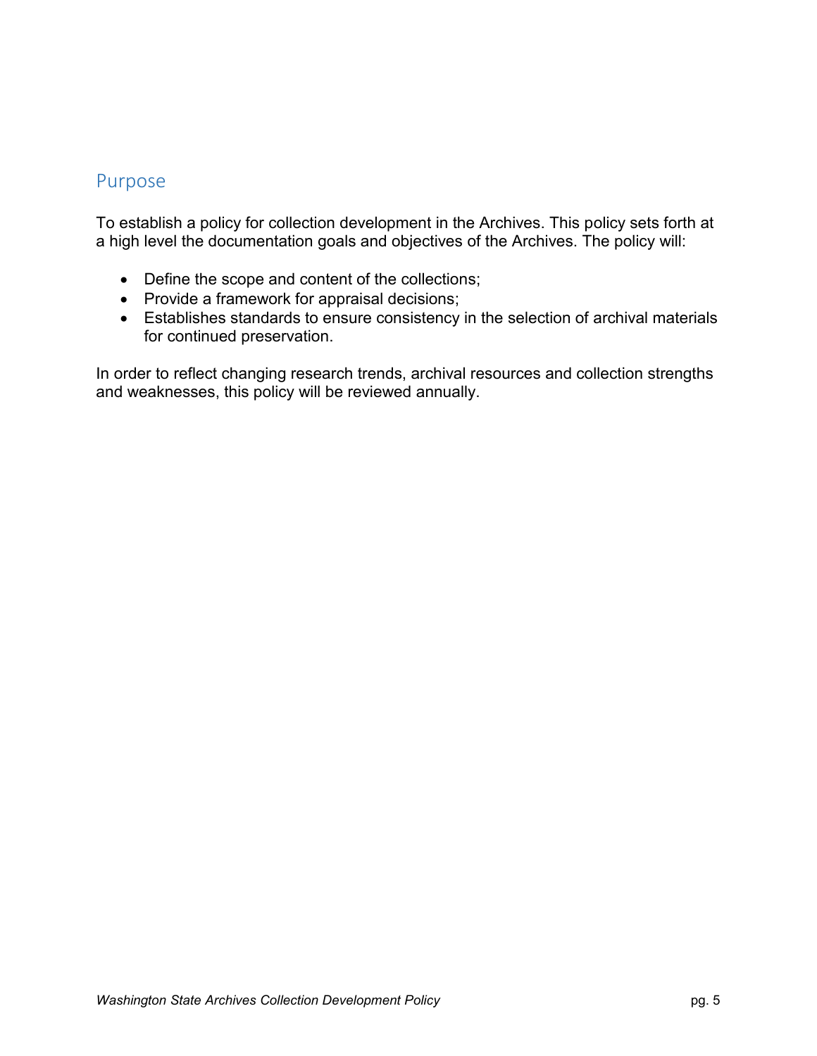## Purpose

To establish a policy for collection development in the Archives. This policy sets forth at a high level the documentation goals and objectives of the Archives. The policy will:

- Define the scope and content of the collections;
- Provide a framework for appraisal decisions;
- Establishes standards to ensure consistency in the selection of archival materials for continued preservation.

In order to reflect changing research trends, archival resources and collection strengths and weaknesses, this policy will be reviewed annually.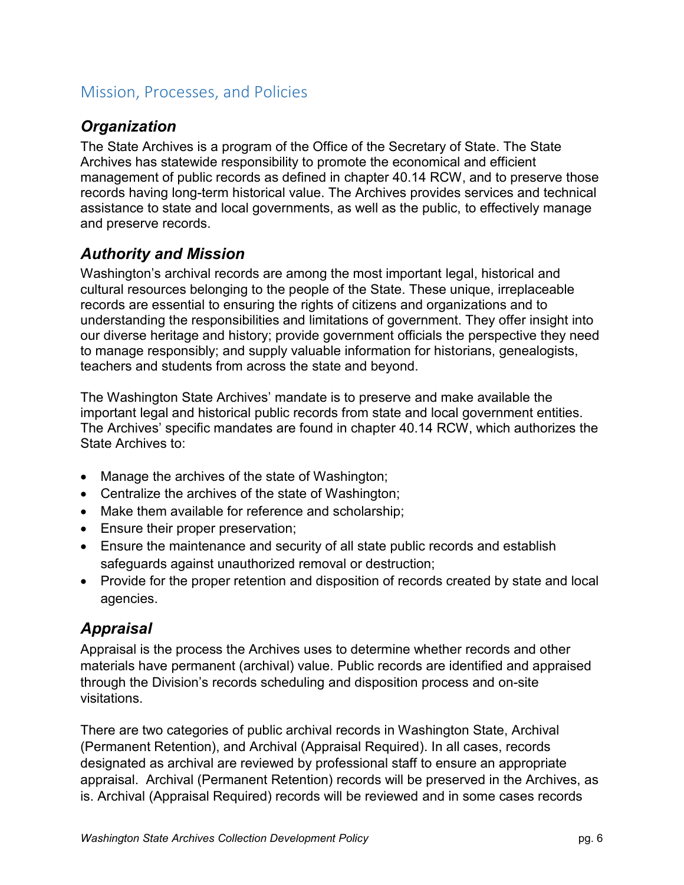## Mission, Processes, and Policies

### *Organization*

The State Archives is a program of the Office of the Secretary of State. The State Archives has statewide responsibility to promote the economical and efficient management of public records as defined in chapter 40.14 RCW, and to preserve those records having long-term historical value. The Archives provides services and technical assistance to state and local governments, as well as the public, to effectively manage and preserve records.

### *Authority and Mission*

Washington's archival records are among the most important legal, historical and cultural resources belonging to the people of the State. These unique, irreplaceable records are essential to ensuring the rights of citizens and organizations and to understanding the responsibilities and limitations of government. They offer insight into our diverse heritage and history; provide government officials the perspective they need to manage responsibly; and supply valuable information for historians, genealogists, teachers and students from across the state and beyond.

The Washington State Archives' mandate is to preserve and make available the important legal and historical public records from state and local government entities. The Archives' specific mandates are found in chapter 40.14 RCW, which authorizes the State Archives to:

- Manage the archives of the state of Washington;
- Centralize the archives of the state of Washington;
- Make them available for reference and scholarship;
- Ensure their proper preservation;
- Ensure the maintenance and security of all state public records and establish safeguards against unauthorized removal or destruction;
- Provide for the proper retention and disposition of records created by state and local agencies.

### *Appraisal*

Appraisal is the process the Archives uses to determine whether records and other materials have permanent (archival) value. Public records are identified and appraised through the Division's records scheduling and disposition process and on-site visitations.

There are two categories of public archival records in Washington State, Archival (Permanent Retention), and Archival (Appraisal Required). In all cases, records designated as archival are reviewed by professional staff to ensure an appropriate appraisal. Archival (Permanent Retention) records will be preserved in the Archives, as is. Archival (Appraisal Required) records will be reviewed and in some cases records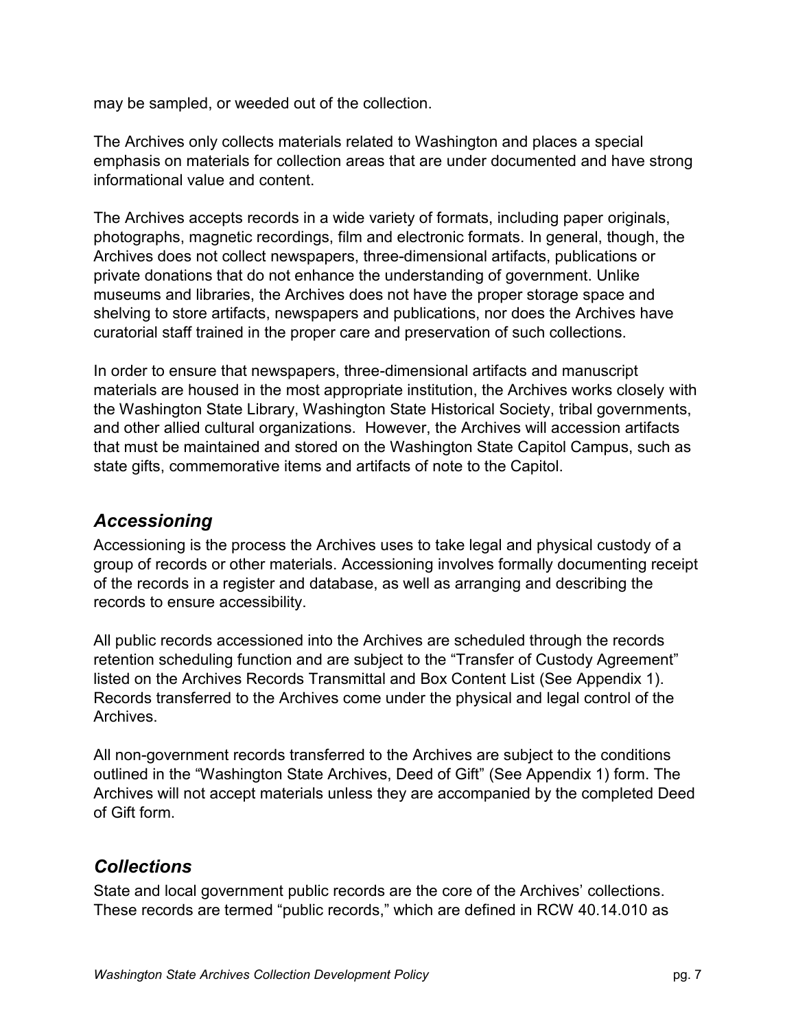may be sampled, or weeded out of the collection.

The Archives only collects materials related to Washington and places a special emphasis on materials for collection areas that are under documented and have strong informational value and content.

The Archives accepts records in a wide variety of formats, including paper originals, photographs, magnetic recordings, film and electronic formats. In general, though, the Archives does not collect newspapers, three-dimensional artifacts, publications or private donations that do not enhance the understanding of government. Unlike museums and libraries, the Archives does not have the proper storage space and shelving to store artifacts, newspapers and publications, nor does the Archives have curatorial staff trained in the proper care and preservation of such collections.

In order to ensure that newspapers, three-dimensional artifacts and manuscript materials are housed in the most appropriate institution, the Archives works closely with the Washington State Library, Washington State Historical Society, tribal governments, and other allied cultural organizations. However, the Archives will accession artifacts that must be maintained and stored on the Washington State Capitol Campus, such as state gifts, commemorative items and artifacts of note to the Capitol.

## *Accessioning*

Accessioning is the process the Archives uses to take legal and physical custody of a group of records or other materials. Accessioning involves formally documenting receipt of the records in a register and database, as well as arranging and describing the records to ensure accessibility.

All public records accessioned into the Archives are scheduled through the records retention scheduling function and are subject to the "Transfer of Custody Agreement" listed on the Archives Records Transmittal and Box Content List (See Appendix 1). Records transferred to the Archives come under the physical and legal control of the Archives.

All non-government records transferred to the Archives are subject to the conditions outlined in the "Washington State Archives, Deed of Gift" (See Appendix 1) form. The Archives will not accept materials unless they are accompanied by the completed Deed of Gift form.

## *Collections*

State and local government public records are the core of the Archives' collections. These records are termed "public records," which are defined in RCW 40.14.010 as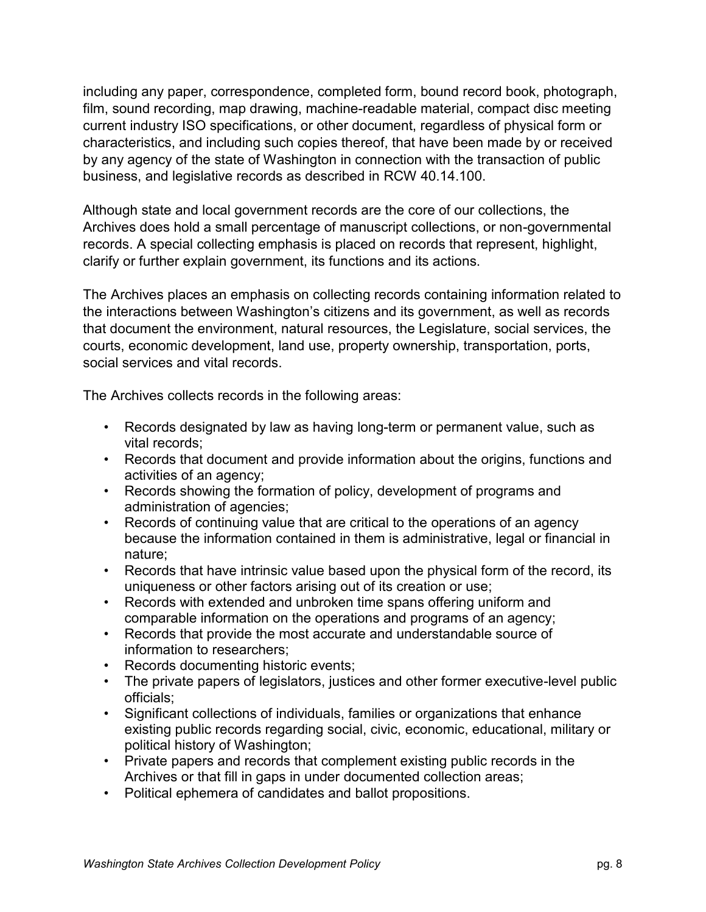including any paper, correspondence, completed form, bound record book, photograph, film, sound recording, map drawing, machine-readable material, compact disc meeting current industry ISO specifications, or other document, regardless of physical form or characteristics, and including such copies thereof, that have been made by or received by any agency of the state of Washington in connection with the transaction of public business, and legislative records as described in RCW 40.14.100.

Although state and local government records are the core of our collections, the Archives does hold a small percentage of manuscript collections, or non-governmental records. A special collecting emphasis is placed on records that represent, highlight, clarify or further explain government, its functions and its actions.

The Archives places an emphasis on collecting records containing information related to the interactions between Washington's citizens and its government, as well as records that document the environment, natural resources, the Legislature, social services, the courts, economic development, land use, property ownership, transportation, ports, social services and vital records.

The Archives collects records in the following areas:

- Records designated by law as having long-term or permanent value, such as vital records;
- Records that document and provide information about the origins, functions and activities of an agency;
- Records showing the formation of policy, development of programs and administration of agencies;
- Records of continuing value that are critical to the operations of an agency because the information contained in them is administrative, legal or financial in nature;
- Records that have intrinsic value based upon the physical form of the record, its uniqueness or other factors arising out of its creation or use;
- Records with extended and unbroken time spans offering uniform and comparable information on the operations and programs of an agency;
- Records that provide the most accurate and understandable source of information to researchers;
- Records documenting historic events;
- The private papers of legislators, justices and other former executive-level public officials;
- Significant collections of individuals, families or organizations that enhance existing public records regarding social, civic, economic, educational, military or political history of Washington;
- Private papers and records that complement existing public records in the Archives or that fill in gaps in under documented collection areas;
- Political ephemera of candidates and ballot propositions.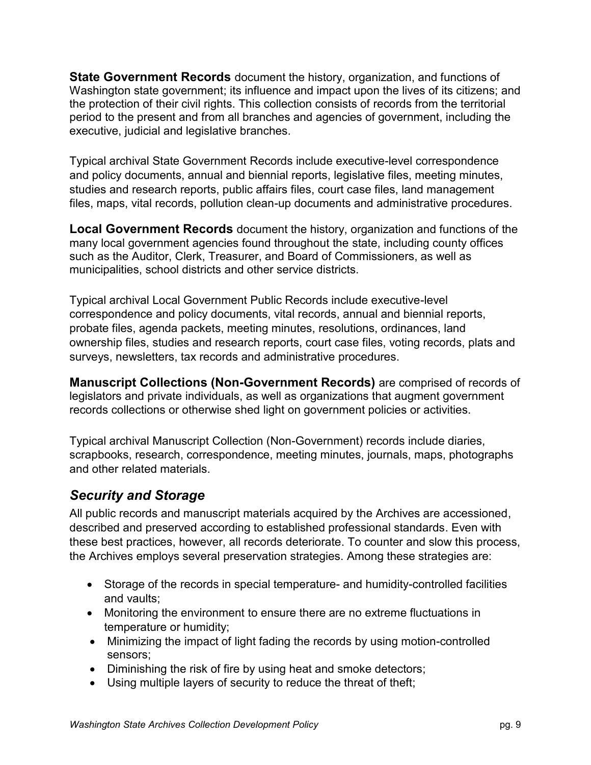**State Government Records** document the history, organization, and functions of Washington state government; its influence and impact upon the lives of its citizens; and the protection of their civil rights. This collection consists of records from the territorial period to the present and from all branches and agencies of government, including the executive, judicial and legislative branches.

Typical archival State Government Records include executive-level correspondence and policy documents, annual and biennial reports, legislative files, meeting minutes, studies and research reports, public affairs files, court case files, land management files, maps, vital records, pollution clean-up documents and administrative procedures.

**Local Government Records** document the history, organization and functions of the many local government agencies found throughout the state, including county offices such as the Auditor, Clerk, Treasurer, and Board of Commissioners, as well as municipalities, school districts and other service districts.

Typical archival Local Government Public Records include executive-level correspondence and policy documents, vital records, annual and biennial reports, probate files, agenda packets, meeting minutes, resolutions, ordinances, land ownership files, studies and research reports, court case files, voting records, plats and surveys, newsletters, tax records and administrative procedures.

**Manuscript Collections (Non-Government Records)** are comprised of records of legislators and private individuals, as well as organizations that augment government records collections or otherwise shed light on government policies or activities.

Typical archival Manuscript Collection (Non-Government) records include diaries, scrapbooks, research, correspondence, meeting minutes, journals, maps, photographs and other related materials.

## *Security and Storage*

All public records and manuscript materials acquired by the Archives are accessioned, described and preserved according to established professional standards. Even with these best practices, however, all records deteriorate. To counter and slow this process, the Archives employs several preservation strategies. Among these strategies are:

- Storage of the records in special temperature- and humidity-controlled facilities and vaults;
- Monitoring the environment to ensure there are no extreme fluctuations in temperature or humidity;
- Minimizing the impact of light fading the records by using motion-controlled sensors;
- Diminishing the risk of fire by using heat and smoke detectors;
- Using multiple layers of security to reduce the threat of theft;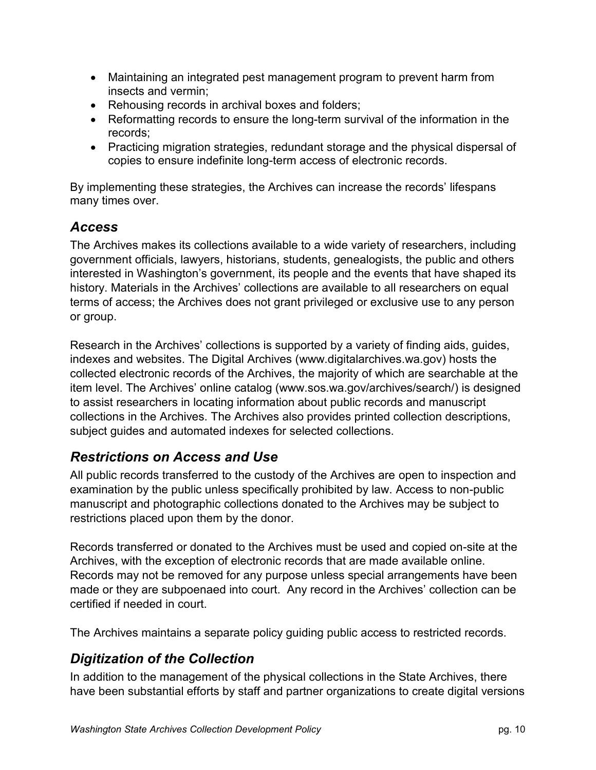- Maintaining an integrated pest management program to prevent harm from insects and vermin;
- Rehousing records in archival boxes and folders;
- Reformatting records to ensure the long-term survival of the information in the records;
- Practicing migration strategies, redundant storage and the physical dispersal of copies to ensure indefinite long-term access of electronic records.

By implementing these strategies, the Archives can increase the records' lifespans many times over.

## *Access*

The Archives makes its collections available to a wide variety of researchers, including government officials, lawyers, historians, students, genealogists, the public and others interested in Washington's government, its people and the events that have shaped its history. Materials in the Archives' collections are available to all researchers on equal terms of access; the Archives does not grant privileged or exclusive use to any person or group.

Research in the Archives' collections is supported by a variety of finding aids, guides, indexes and websites. The Digital Archives (www.digitalarchives.wa.gov) hosts the collected electronic records of the Archives, the majority of which are searchable at the item level. The Archives' online catalog (www.sos.wa.gov/archives/search/) is designed to assist researchers in locating information about public records and manuscript collections in the Archives. The Archives also provides printed collection descriptions, subject guides and automated indexes for selected collections.

## *Restrictions on Access and Use*

All public records transferred to the custody of the Archives are open to inspection and examination by the public unless specifically prohibited by law. Access to non-public manuscript and photographic collections donated to the Archives may be subject to restrictions placed upon them by the donor.

Records transferred or donated to the Archives must be used and copied on-site at the Archives, with the exception of electronic records that are made available online. Records may not be removed for any purpose unless special arrangements have been made or they are subpoenaed into court. Any record in the Archives' collection can be certified if needed in court.

The Archives maintains a separate policy guiding public access to restricted records.

## *Digitization of the Collection*

In addition to the management of the physical collections in the State Archives, there have been substantial efforts by staff and partner organizations to create digital versions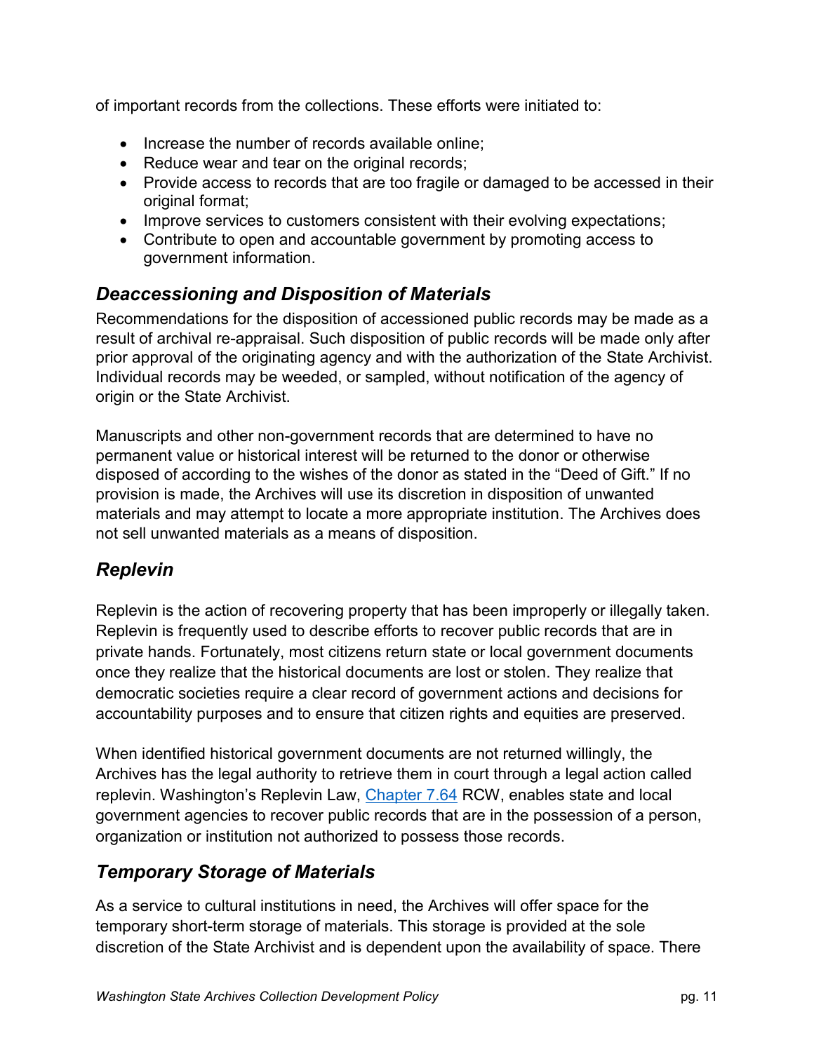of important records from the collections. These efforts were initiated to:

- Increase the number of records available online;
- Reduce wear and tear on the original records;
- Provide access to records that are too fragile or damaged to be accessed in their original format;
- Improve services to customers consistent with their evolving expectations;
- Contribute to open and accountable government by promoting access to government information.

## *Deaccessioning and Disposition of Materials*

Recommendations for the disposition of accessioned public records may be made as a result of archival re-appraisal. Such disposition of public records will be made only after prior approval of the originating agency and with the authorization of the State Archivist. Individual records may be weeded, or sampled, without notification of the agency of origin or the State Archivist.

Manuscripts and other non-government records that are determined to have no permanent value or historical interest will be returned to the donor or otherwise disposed of according to the wishes of the donor as stated in the "Deed of Gift." If no provision is made, the Archives will use its discretion in disposition of unwanted materials and may attempt to locate a more appropriate institution. The Archives does not sell unwanted materials as a means of disposition.

## *Replevin*

Replevin is the action of recovering property that has been improperly or illegally taken. Replevin is frequently used to describe efforts to recover public records that are in private hands. Fortunately, most citizens return state or local government documents once they realize that the historical documents are lost or stolen. They realize that democratic societies require a clear record of government actions and decisions for accountability purposes and to ensure that citizen rights and equities are preserved.

When identified historical government documents are not returned willingly, the Archives has the legal authority to retrieve them in court through a legal action called replevin. Washington's Replevin Law, Chapter 7.64 RCW, enables state and local government agencies to recover public records that are in the possession of a person, organization or institution not authorized to possess those records.

## *Temporary Storage of Materials*

As a service to cultural institutions in need, the Archives will offer space for the temporary short-term storage of materials. This storage is provided at the sole discretion of the State Archivist and is dependent upon the availability of space. There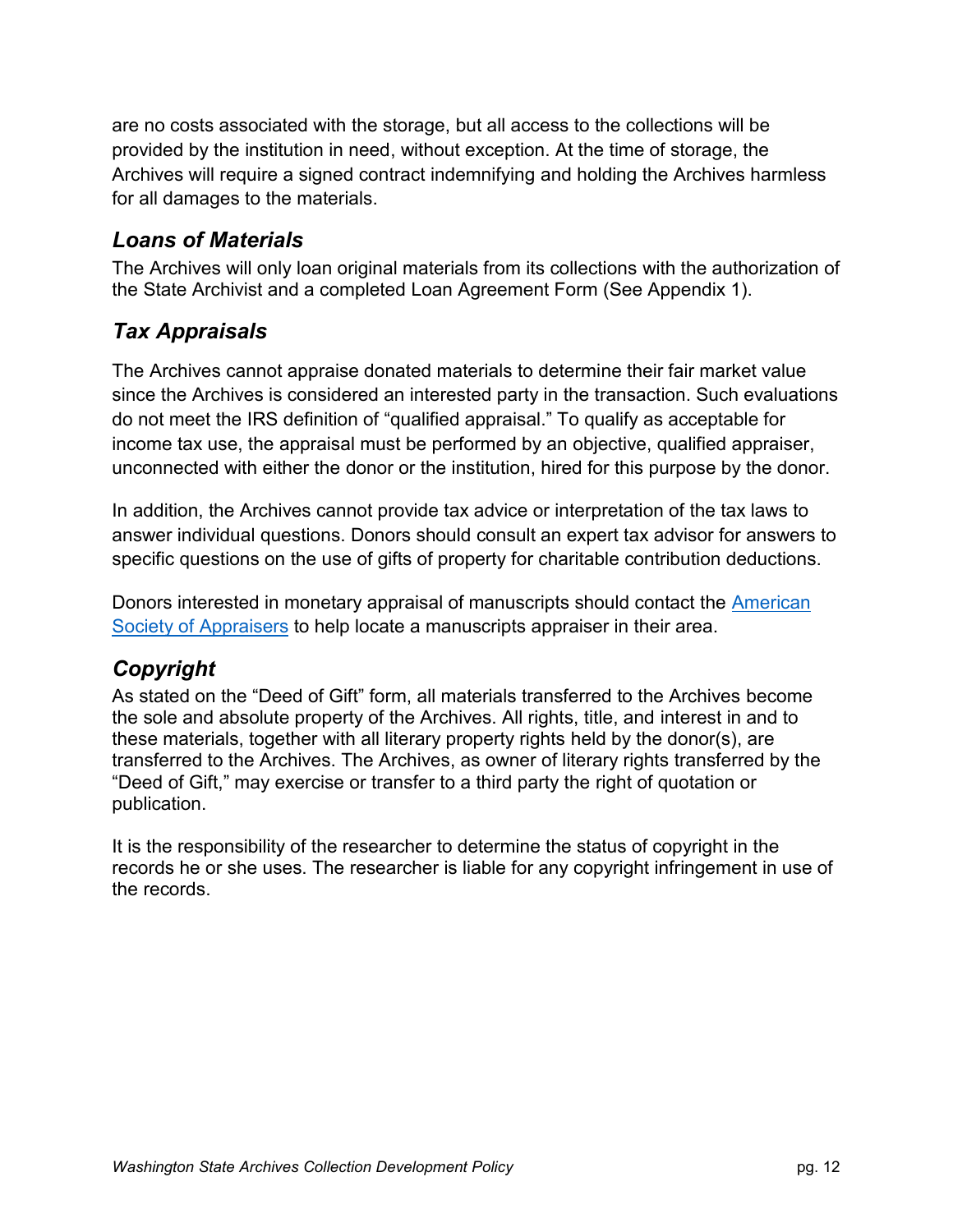are no costs associated with the storage, but all access to the collections will be provided by the institution in need, without exception. At the time of storage, the Archives will require a signed contract indemnifying and holding the Archives harmless for all damages to the materials.

### *Loans of Materials*

The Archives will only loan original materials from its collections with the authorization of the State Archivist and a completed Loan Agreement Form (See Appendix 1).

### *Tax Appraisals*

The Archives cannot appraise donated materials to determine their fair market value since the Archives is considered an interested party in the transaction. Such evaluations do not meet the IRS definition of "qualified appraisal." To qualify as acceptable for income tax use, the appraisal must be performed by an objective, qualified appraiser, unconnected with either the donor or the institution, hired for this purpose by the donor.

In addition, the Archives cannot provide tax advice or interpretation of the tax laws to answer individual questions. Donors should consult an expert tax advisor for answers to specific questions on the use of gifts of property for charitable contribution deductions.

Donors interested in monetary appraisal of manuscripts should contact the American Society of Appraisers to help locate a manuscripts appraiser in their area.

### *Copyright*

As stated on the "Deed of Gift" form, all materials transferred to the Archives become the sole and absolute property of the Archives. All rights, title, and interest in and to these materials, together with all literary property rights held by the donor(s), are transferred to the Archives. The Archives, as owner of literary rights transferred by the "Deed of Gift," may exercise or transfer to a third party the right of quotation or publication.

It is the responsibility of the researcher to determine the status of copyright in the records he or she uses. The researcher is liable for any copyright infringement in use of the records.